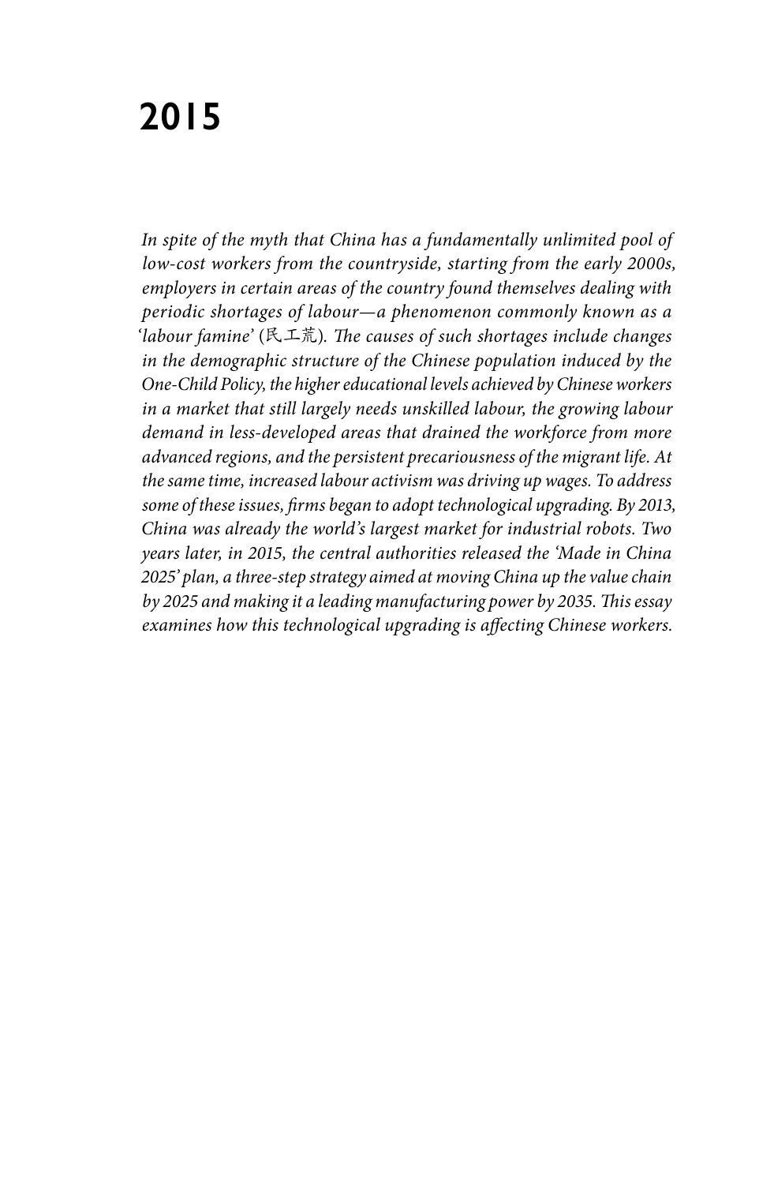# 2015

*In spite of the myth that China has a fundamentally unlimited pool of low-cost workers from the countryside, starting from the early 2000s, employers in certain areas of the country found themselves dealing with periodic shortages of labour—a phenomenon commonly known as a 'labour famine' (民工荒). The causes of such shortages include changes in the demographic structure of the Chinese population induced by the One-Child Policy, the higher educational levels achieved by Chinese workers in a market that still largely needs unskilled labour, the growing labour demand in less-developed areas that drained the workforce from more advanced regions, and the persistent precariousness of the migrant life. At the same time, increased labour activism was driving up wages. To address some of these issues, firms began to adopt technological upgrading. By 2013, China was already the world's largest market for industrial robots. Two years later, in 2015, the central authorities released the 'Made in China 2025' plan, a three-step strategy aimed at moving China up the value chain by 2025 and making it a leading manufacturing power by 2035. This essay examines how this technological upgrading is affecting Chinese workers.*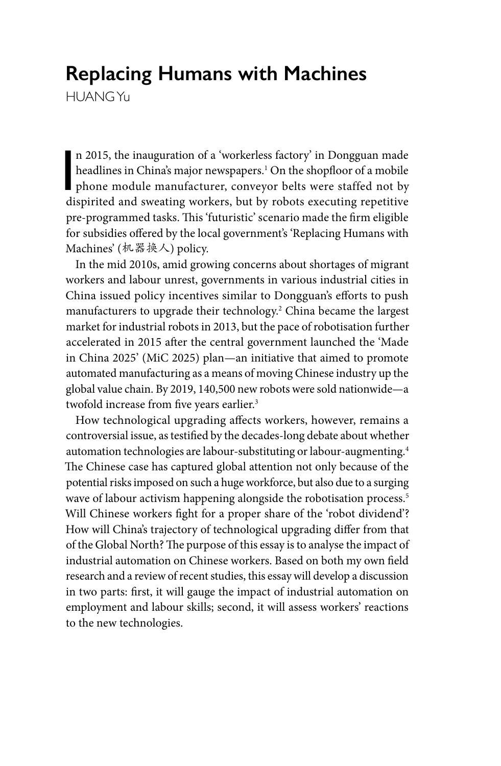# Replacing Humans with Machines

HUANG Yu

In 2015, the inauguration of a 'workerless factory' in Dongguan made headlines in China's major newspapers.[1] On the shopfloor of a mobile phone module manufacturer, conveyor belts were staffed not by dispirited and sweating workers, but by robots executing repetitive pre-programmed tasks. This 'futuristic' scenario made the firm eligible for subsidies offered by the local government's 'Replacing Humans with Machines' (机器换人) policy.

In the mid 2010s, amid growing concerns about shortages of migrant workers and labour unrest, governments in various industrial cities in China issued policy incentives similar to Dongguan's efforts to push manufacturers to upgrade their technology.[2] China became the largest market for industrial robots in 2013, but the pace of robotisation further accelerated in 2015 after the central government launched the 'Made in China 2025' (MiC 2025) plan—an initiative that aimed to promote automated manufacturing as a means of moving Chinese industry up the global value chain. By 2019, 140,500 new robots were sold nationwide—a twofold increase from five years earlier.[3]

How technological upgrading affects workers, however, remains a controversial issue, as testified by the decades-long debate about whether automation technologies are labour-substituting or labour-augmenting.[4] The Chinese case has captured global attention not only because of the potential risks imposed on such a huge workforce, but also due to a surging wave of labour activism happening alongside the robotisation process.[5] Will Chinese workers fight for a proper share of the 'robot dividend'? How will China's trajectory of technological upgrading differ from that of the Global North? The purpose of this essay is to analyse the impact of industrial automation on Chinese workers. Based on both my own field research and a review of recent studies, this essay will develop a discussion in two parts: first, it will gauge the impact of industrial automation on employment and labour skills; second, it will assess workers' reactions to the new technologies.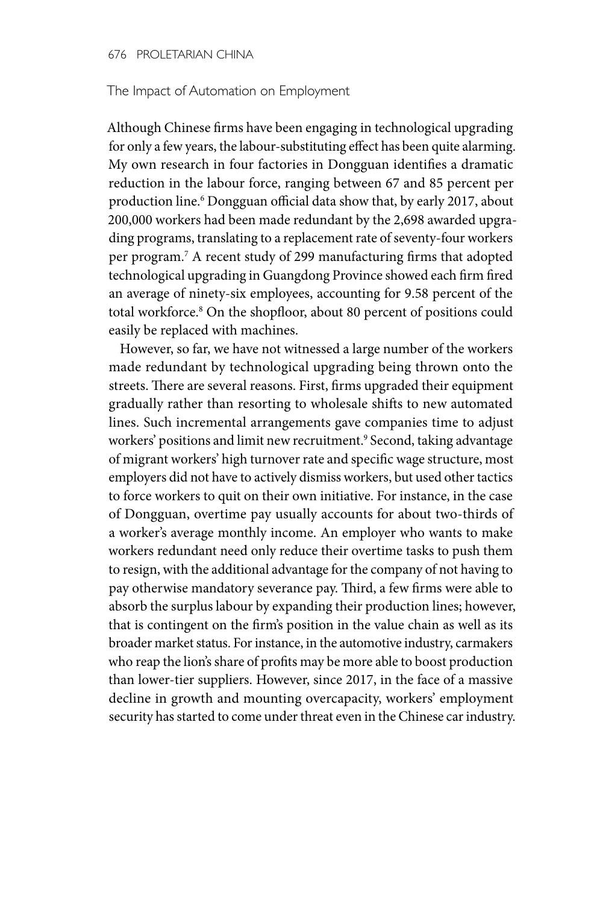## The Impact of Automation on Employment

Although Chinese firms have been engaging in technological upgrading for only a few years, the labour-substituting effect has been quite alarming. My own research in four factories in Dongguan identifies a dramatic reduction in the labour force, ranging between 67 and 85 percent per production line.[6] Dongguan official data show that, by early 2017, about 200,000 workers had been made redundant by the 2,698 awarded upgrading programs, translating to a replacement rate of seventy-four workers per program.[7] A recent study of 299 manufacturing firms that adopted technological upgrading in Guangdong Province showed each firm fired an average of ninety-six employees, accounting for 9.58 percent of the total workforce.[8] On the shopfloor, about 80 percent of positions could easily be replaced with machines.

However, so far, we have not witnessed a large number of the workers made redundant by technological upgrading being thrown onto the streets. There are several reasons. First, firms upgraded their equipment gradually rather than resorting to wholesale shifts to new automated lines. Such incremental arrangements gave companies time to adjust workers' positions and limit new recruitment.[9] Second, taking advantage of migrant workers' high turnover rate and specific wage structure, most employers did not have to actively dismiss workers, but used other tactics to force workers to quit on their own initiative. For instance, in the case of Dongguan, overtime pay usually accounts for about two-thirds of a worker's average monthly income. An employer who wants to make workers redundant need only reduce their overtime tasks to push them to resign, with the additional advantage for the company of not having to pay otherwise mandatory severance pay. Third, a few firms were able to absorb the surplus labour by expanding their production lines; however, that is contingent on the firm's position in the value chain as well as its broader market status. For instance, in the automotive industry, carmakers who reap the lion's share of profits may be more able to boost production than lower-tier suppliers. However, since 2017, in the face of a massive decline in growth and mounting overcapacity, workers' employment security has started to come under threat even in the Chinese car industry.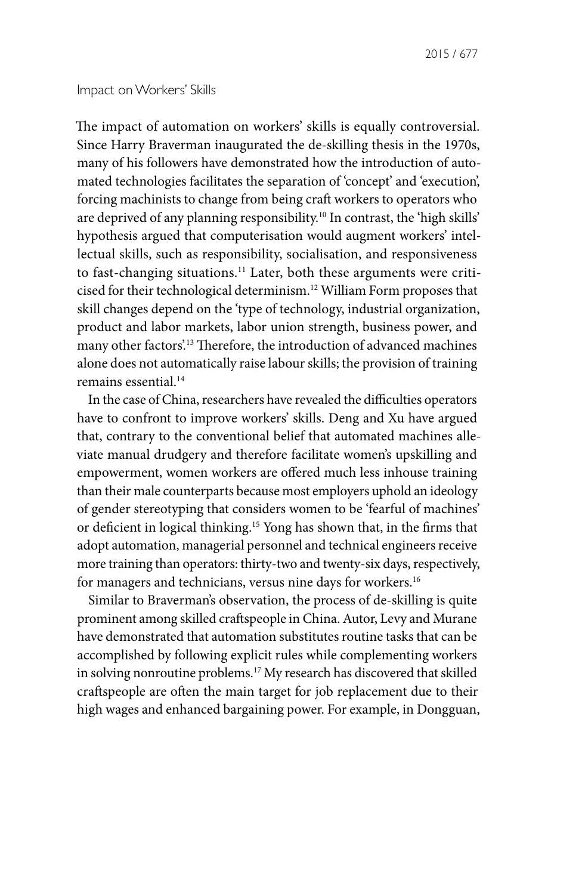## Impact on Workers' Skills

The impact of automation on workers' skills is equally controversial. Since Harry Braverman inaugurated the de-skilling thesis in the 1970s, many of his followers have demonstrated how the introduction of automated technologies facilitates the separation of 'concept' and 'execution', forcing machinists to change from being craft workers to operators who are deprived of any planning responsibility.[10] In contrast, the 'high skills' hypothesis argued that computerisation would augment workers' intellectual skills, such as responsibility, socialisation, and responsiveness to fast-changing situations.[11] Later, both these arguments were criticised for their technological determinism.[12] William Form proposes that skill changes depend on the 'type of technology, industrial organization, product and labor markets, labor union strength, business power, and many other factors'.[13] Therefore, the introduction of advanced machines alone does not automatically raise labour skills; the provision of training remains essential.[14]

In the case of China, researchers have revealed the difficulties operators have to confront to improve workers' skills. Deng and Xu have argued that, contrary to the conventional belief that automated machines alleviate manual drudgery and therefore facilitate women's upskilling and empowerment, women workers are offered much less inhouse training than their male counterparts because most employers uphold an ideology of gender stereotyping that considers women to be 'fearful of machines' or deficient in logical thinking.[15] Yong has shown that, in the firms that adopt automation, managerial personnel and technical engineers receive more training than operators: thirty-two and twenty-six days, respectively, for managers and technicians, versus nine days for workers.[16]

Similar to Braverman's observation, the process of de-skilling is quite prominent among skilled craftspeople in China. Autor, Levy and Murane have demonstrated that automation substitutes routine tasks that can be accomplished by following explicit rules while complementing workers in solving nonroutine problems.[17] My research has discovered that skilled craftspeople are often the main target for job replacement due to their high wages and enhanced bargaining power. For example, in Dongguan,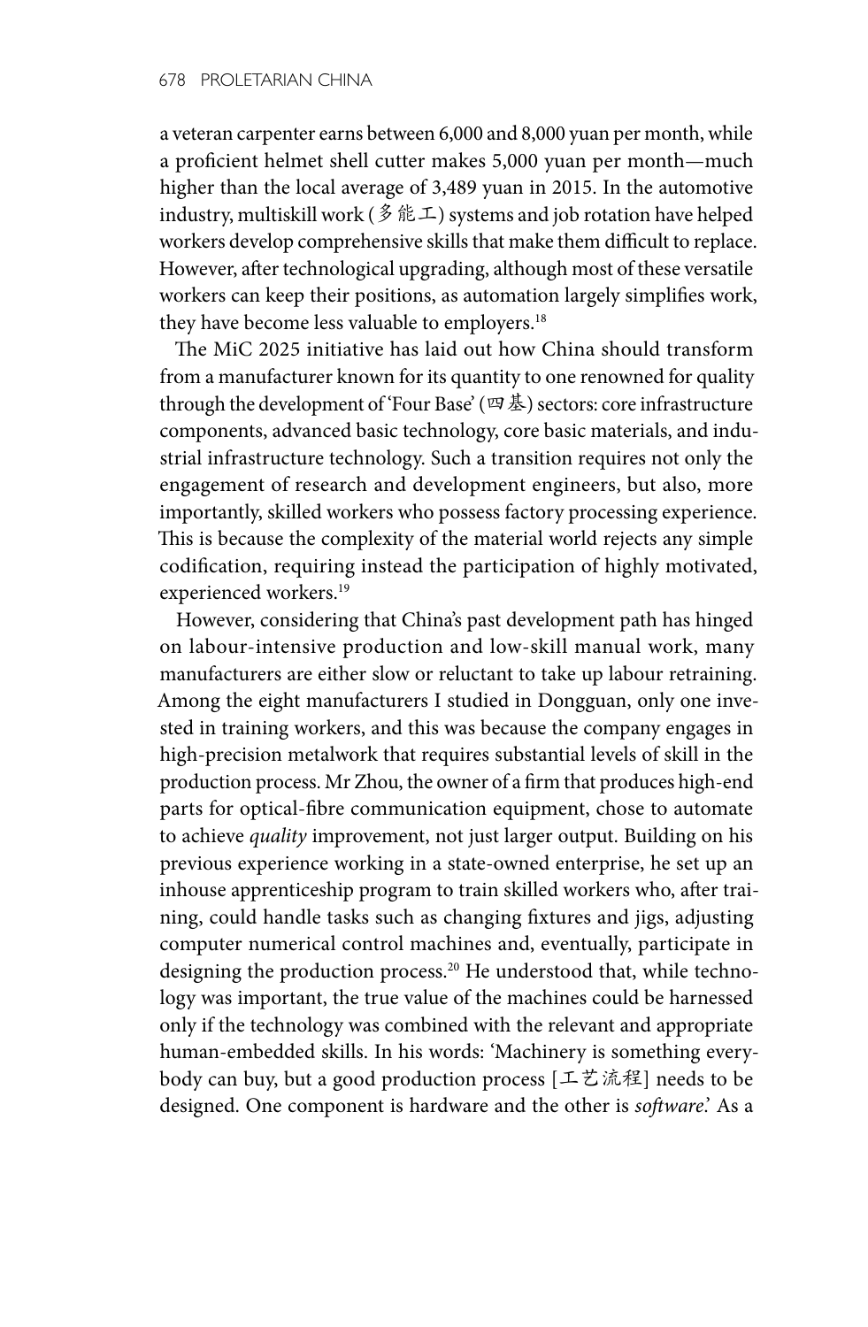a veteran carpenter earns between 6,000 and 8,000 yuan per month, while a proficient helmet shell cutter makes 5,000 yuan per month—much higher than the local average of 3,489 yuan in 2015. In the automotive industry, multiskill work (多能工) systems and job rotation have helped workers develop comprehensive skills that make them difficult to replace. However, after technological upgrading, although most of these versatile workers can keep their positions, as automation largely simplifies work, they have become less valuable to employers.[18]

The MiC 2025 initiative has laid out how China should transform from a manufacturer known for its quantity to one renowned for quality through the development of 'Four Base' (四基) sectors: core infrastructure components, advanced basic technology, core basic materials, and industrial infrastructure technology. Such a transition requires not only the engagement of research and development engineers, but also, more importantly, skilled workers who possess factory processing experience. This is because the complexity of the material world rejects any simple codification, requiring instead the participation of highly motivated, experienced workers.[19]

However, considering that China's past development path has hinged on labour-intensive production and low-skill manual work, many manufacturers are either slow or reluctant to take up labour retraining. Among the eight manufacturers I studied in Dongguan, only one invested in training workers, and this was because the company engages in high-precision metalwork that requires substantial levels of skill in the production process. Mr Zhou, the owner of a firm that produces high-end parts for optical-fibre communication equipment, chose to automate to achieve *quality* improvement, not just larger output. Building on his previous experience working in a state-owned enterprise, he set up an inhouse apprenticeship program to train skilled workers who, after training, could handle tasks such as changing fixtures and jigs, adjusting computer numerical control machines and, eventually, participate in designing the production process.[20] He understood that, while technology was important, the true value of the machines could be harnessed only if the technology was combined with the relevant and appropriate human-embedded skills. In his words: 'Machinery is something everybody can buy, but a good production process [工艺流程] needs to be designed. One component is hardware and the other is *software*.' As a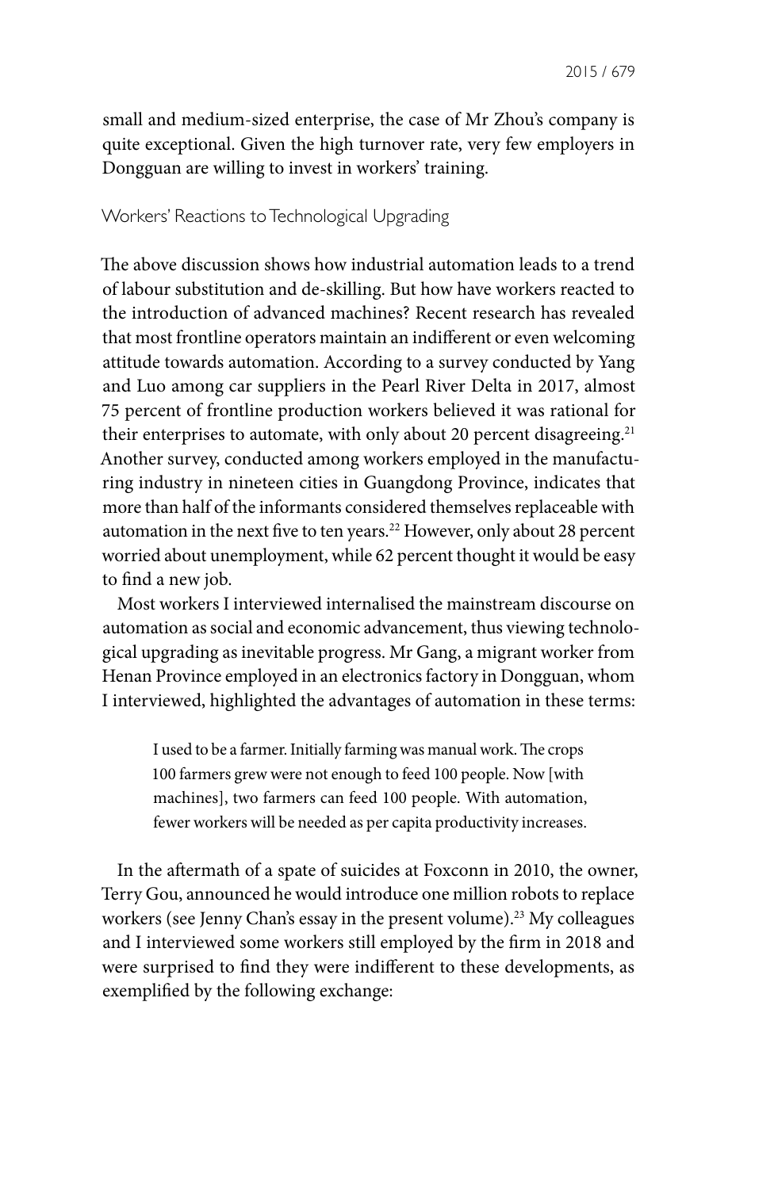small and medium-sized enterprise, the case of Mr Zhou's company is quite exceptional. Given the high turnover rate, very few employers in Dongguan are willing to invest in workers' training.

## Workers' Reactions to Technological Upgrading

The above discussion shows how industrial automation leads to a trend of labour substitution and de-skilling. But how have workers reacted to the introduction of advanced machines? Recent research has revealed that most frontline operators maintain an indifferent or even welcoming attitude towards automation. According to a survey conducted by Yang and Luo among car suppliers in the Pearl River Delta in 2017, almost 75 percent of frontline production workers believed it was rational for their enterprises to automate, with only about 20 percent disagreeing.[21] Another survey, conducted among workers employed in the manufacturing industry in nineteen cities in Guangdong Province, indicates that more than half of the informants considered themselves replaceable with automation in the next five to ten years.[22] However, only about 28 percent worried about unemployment, while 62 percent thought it would be easy to find a new job.

Most workers I interviewed internalised the mainstream discourse on automation as social and economic advancement, thus viewing technological upgrading as inevitable progress. Mr Gang, a migrant worker from Henan Province employed in an electronics factory in Dongguan, whom I interviewed, highlighted the advantages of automation in these terms:

> I used to be a farmer. Initially farming was manual work. The crops 100 farmers grew were not enough to feed 100 people. Now [with machines], two farmers can feed 100 people. With automation, fewer workers will be needed as per capita productivity increases.

In the aftermath of a spate of suicides at Foxconn in 2010, the owner, Terry Gou, announced he would introduce one million robots to replace workers (see Jenny Chan's essay in the present volume).[23] My colleagues and I interviewed some workers still employed by the firm in 2018 and were surprised to find they were indifferent to these developments, as exemplified by the following exchange: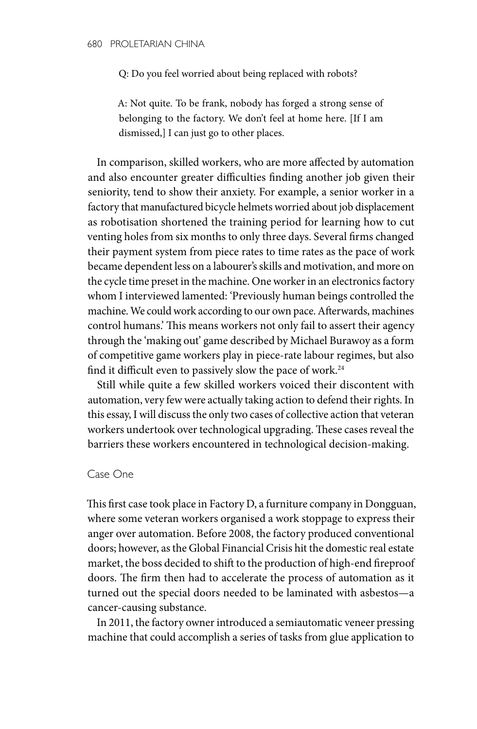Q: Do you feel worried about being replaced with robots?

A: Not quite. To be frank, nobody has forged a strong sense of belonging to the factory. We don't feel at home here. [If I am dismissed,] I can just go to other places.

In comparison, skilled workers, who are more affected by automation and also encounter greater difficulties finding another job given their seniority, tend to show their anxiety. For example, a senior worker in a factory that manufactured bicycle helmets worried about job displacement as robotisation shortened the training period for learning how to cut venting holes from six months to only three days. Several firms changed their payment system from piece rates to time rates as the pace of work became dependent less on a labourer's skills and motivation, and more on the cycle time preset in the machine. One worker in an electronics factory whom I interviewed lamented: 'Previously human beings controlled the machine. We could work according to our own pace. Afterwards, machines control humans.' This means workers not only fail to assert their agency through the 'making out' game described by Michael Burawoy as a form of competitive game workers play in piece-rate labour regimes, but also find it difficult even to passively slow the pace of work.[24]

Still while quite a few skilled workers voiced their discontent with automation, very few were actually taking action to defend their rights. In this essay, I will discuss the only two cases of collective action that veteran workers undertook over technological upgrading. These cases reveal the barriers these workers encountered in technological decision-making.

## Case One

This first case took place in Factory D, a furniture company in Dongguan, where some veteran workers organised a work stoppage to express their anger over automation. Before 2008, the factory produced conventional doors; however, as the Global Financial Crisis hit the domestic real estate market, the boss decided to shift to the production of high-end fireproof doors. The firm then had to accelerate the process of automation as it turned out the special doors needed to be laminated with asbestos—a cancer-causing substance.

In 2011, the factory owner introduced a semiautomatic veneer pressing machine that could accomplish a series of tasks from glue application to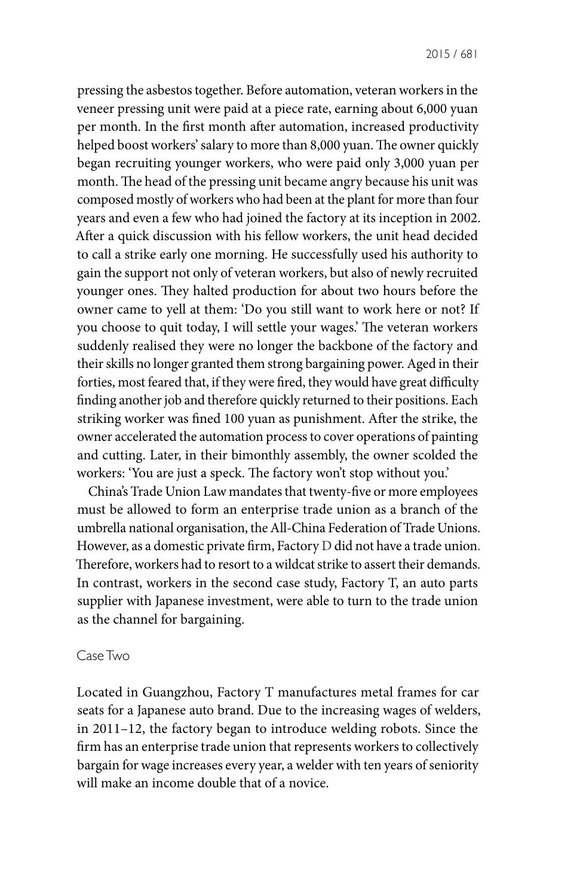pressing the asbestos together. Before automation, veteran workers in the veneer pressing unit were paid at a piece rate, earning about 6,000 yuan per month. In the first month after automation, increased productivity helped boost workers' salary to more than 8,000 yuan. The owner quickly began recruiting younger workers, who were paid only 3,000 yuan per month. The head of the pressing unit became angry because his unit was composed mostly of workers who had been at the plant for more than four years and even a few who had joined the factory at its inception in 2002. After a quick discussion with his fellow workers, the unit head decided to call a strike early one morning. He successfully used his authority to gain the support not only of veteran workers, but also of newly recruited younger ones. They halted production for about two hours before the owner came to yell at them: 'Do you still want to work here or not? If you choose to quit today, I will settle your wages.' The veteran workers suddenly realised they were no longer the backbone of the factory and their skills no longer granted them strong bargaining power. Aged in their forties, most feared that, if they were fired, they would have great difficulty finding another job and therefore quickly returned to their positions. Each striking worker was fined 100 yuan as punishment. After the strike, the owner accelerated the automation process to cover operations of painting and cutting. Later, in their bimonthly assembly, the owner scolded the workers: 'You are just a speck. The factory won't stop without you.'

China's Trade Union Law mandates that twenty-five or more employees must be allowed to form an enterprise trade union as a branch of the umbrella national organisation, the All-China Federation of Trade Unions. However, as a domestic private firm, Factory D did not have a trade union. Therefore, workers had to resort to a wildcat strike to assert their demands. In contrast, workers in the second case study, Factory T, an auto parts supplier with Japanese investment, were able to turn to the trade union as the channel for bargaining.

### Case Two

Located in Guangzhou, Factory T manufactures metal frames for car seats for a Japanese auto brand. Due to the increasing wages of welders, in 2011–12, the factory began to introduce welding robots. Since the firm has an enterprise trade union that represents workers to collectively bargain for wage increases every year, a welder with ten years of seniority will make an income double that of a novice.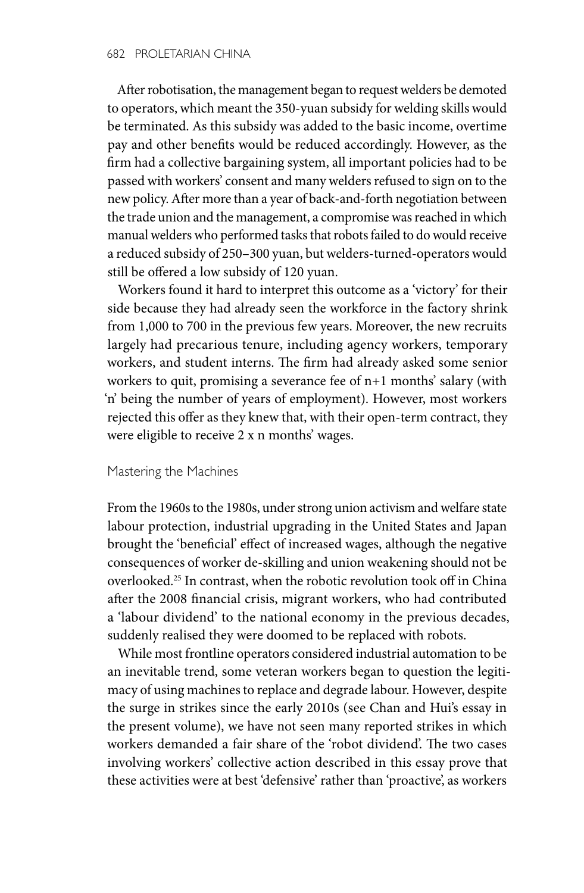After robotisation, the management began to request welders be demoted to operators, which meant the 350-yuan subsidy for welding skills would be terminated. As this subsidy was added to the basic income, overtime pay and other benefits would be reduced accordingly. However, as the firm had a collective bargaining system, all important policies had to be passed with workers' consent and many welders refused to sign on to the new policy. After more than a year of back-and-forth negotiation between the trade union and the management, a compromise was reached in which manual welders who performed tasks that robots failed to do would receive a reduced subsidy of 250–300 yuan, but welders-turned-operators would still be offered a low subsidy of 120 yuan.

Workers found it hard to interpret this outcome as a 'victory' for their side because they had already seen the workforce in the factory shrink from 1,000 to 700 in the previous few years. Moreover, the new recruits largely had precarious tenure, including agency workers, temporary workers, and student interns. The firm had already asked some senior workers to quit, promising a severance fee of n+1 months' salary (with 'n' being the number of years of employment). However, most workers rejected this offer as they knew that, with their open-term contract, they were eligible to receive 2 x n months' wages.

## Mastering the Machines

From the 1960s to the 1980s, under strong union activism and welfare state labour protection, industrial upgrading in the United States and Japan brought the 'beneficial' effect of increased wages, although the negative consequences of worker de-skilling and union weakening should not be overlooked.[25] In contrast, when the robotic revolution took off in China after the 2008 financial crisis, migrant workers, who had contributed a 'labour dividend' to the national economy in the previous decades, suddenly realised they were doomed to be replaced with robots.

While most frontline operators considered industrial automation to be an inevitable trend, some veteran workers began to question the legitimacy of using machines to replace and degrade labour. However, despite the surge in strikes since the early 2010s (see Chan and Hui's essay in the present volume), we have not seen many reported strikes in which workers demanded a fair share of the 'robot dividend'. The two cases involving workers' collective action described in this essay prove that these activities were at best 'defensive' rather than 'proactive', as workers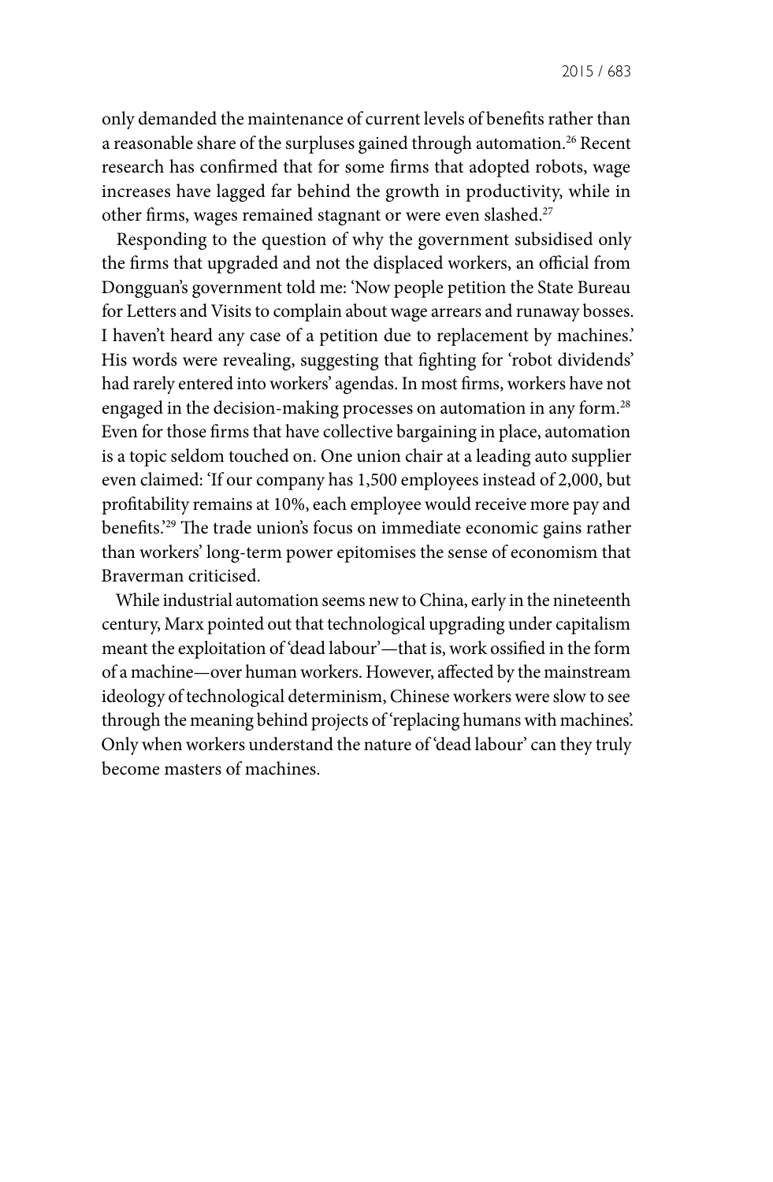only demanded the maintenance of current levels of benefits rather than a reasonable share of the surpluses gained through automation.[26] Recent research has confirmed that for some firms that adopted robots, wage increases have lagged far behind the growth in productivity, while in other firms, wages remained stagnant or were even slashed.[27]

Responding to the question of why the government subsidised only the firms that upgraded and not the displaced workers, an official from Dongguan's government told me: 'Now people petition the State Bureau for Letters and Visits to complain about wage arrears and runaway bosses. I haven't heard any case of a petition due to replacement by machines.' His words were revealing, suggesting that fighting for 'robot dividends' had rarely entered into workers' agendas. In most firms, workers have not engaged in the decision-making processes on automation in any form.[28] Even for those firms that have collective bargaining in place, automation is a topic seldom touched on. One union chair at a leading auto supplier even claimed: 'If our company has 1,500 employees instead of 2,000, but profitability remains at 10%, each employee would receive more pay and benefits.'[29] The trade union's focus on immediate economic gains rather than workers' long-term power epitomises the sense of economism that Braverman criticised.

While industrial automation seems new to China, early in the nineteenth century, Marx pointed out that technological upgrading under capitalism meant the exploitation of 'dead labour'—that is, work ossified in the form of a machine—over human workers. However, affected by the mainstream ideology of technological determinism, Chinese workers were slow to see through the meaning behind projects of 'replacing humans with machines'. Only when workers understand the nature of 'dead labour' can they truly become masters of machines.